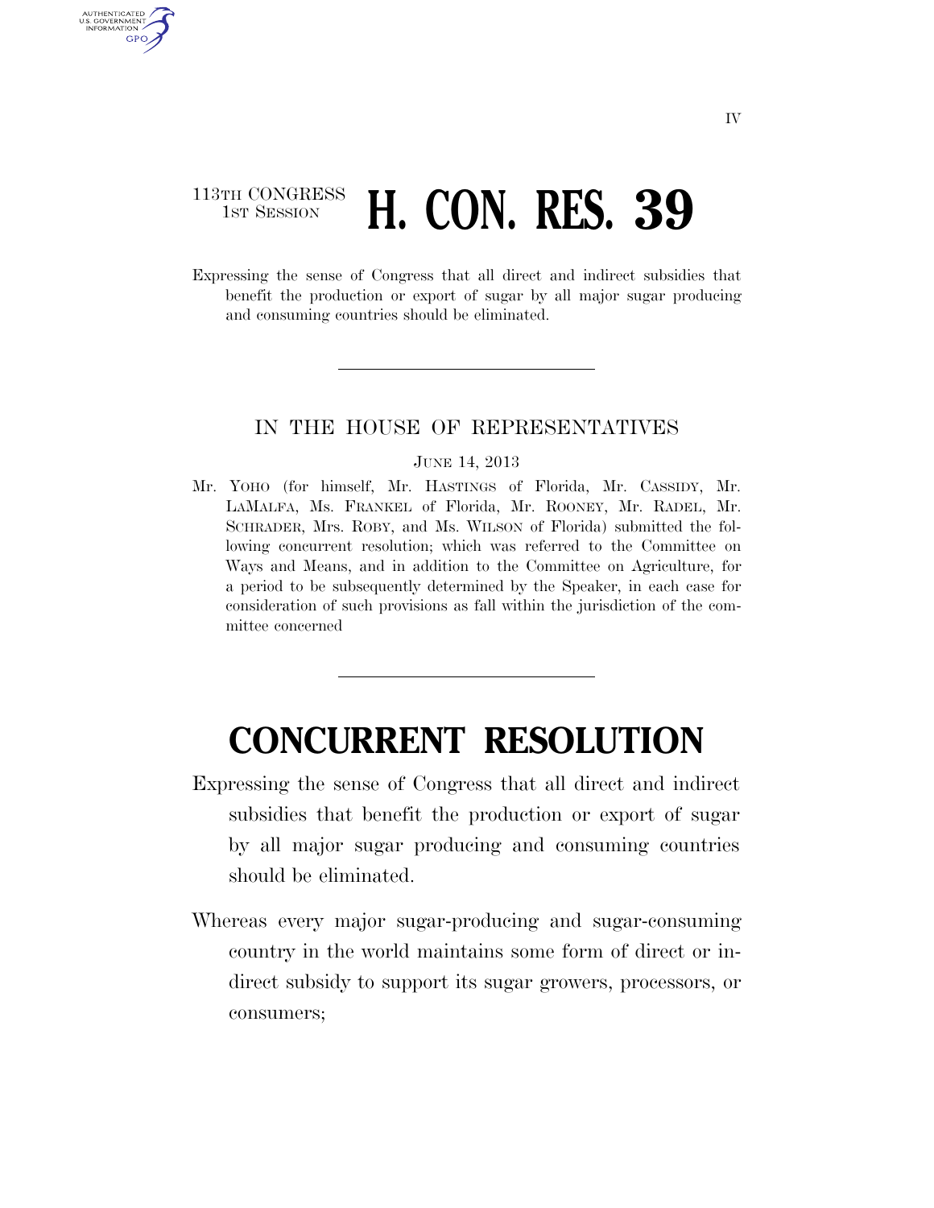113TH CONGRESS
1ST SESSION

# H. CON. RES. 39

Expressing the sense of Congress that all direct and indirect subsidies that benefit the production or export of sugar by all major sugar producing and consuming countries should be eliminated.

---

IN THE HOUSE OF REPRESENTATIVES

JUNE 14, 2013

Mr. YOHO (for himself, Mr. HASTINGS of Florida, Mr. CASSIDY, Mr. LAMALFA, Ms. FRANKEL of Florida, Mr. ROONEY, Mr. RADEL, Mr. SCHRADER, Mrs. ROBY, and Ms. WILSON of Florida) submitted the following concurrent resolution; which was referred to the Committee on Ways and Means, and in addition to the Committee on Agriculture, for a period to be subsequently determined by the Speaker, in each case for consideration of such provisions as fall within the jurisdiction of the committee concerned

---

# CONCURRENT RESOLUTION

Expressing the sense of Congress that all direct and indirect subsidies that benefit the production or export of sugar by all major sugar producing and consuming countries should be eliminated.

Whereas every major sugar-producing and sugar-consuming country in the world maintains some form of direct or indirect subsidy to support its sugar growers, processors, or consumers;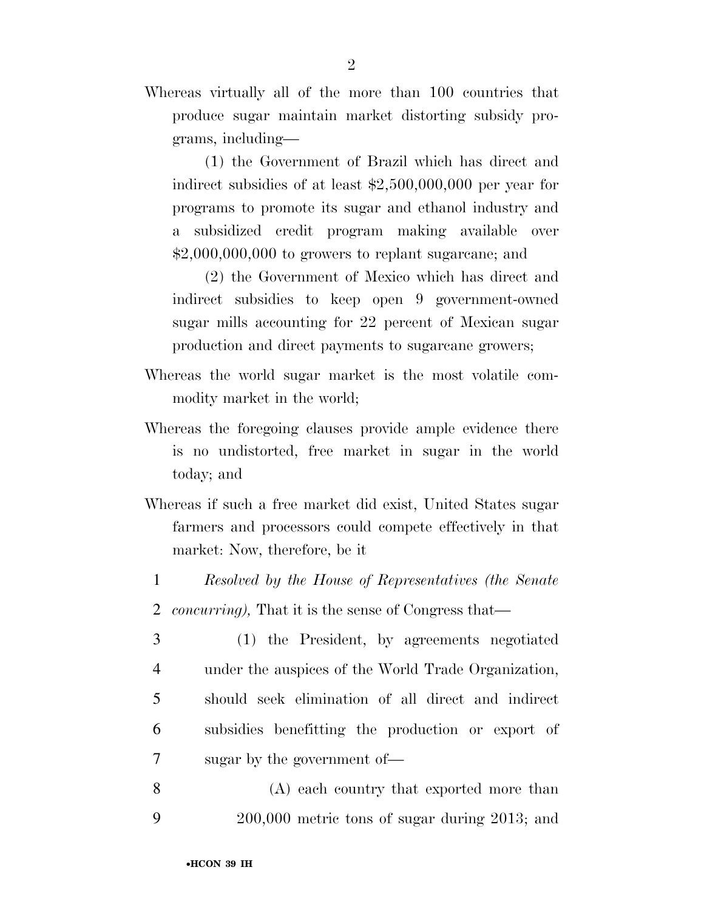Whereas virtually all of the more than 100 countries that produce sugar maintain market distorting subsidy programs, including—

(1) the Government of Brazil which has direct and indirect subsidies of at least $2,500,000,000 per year for programs to promote its sugar and ethanol industry and a subsidized credit program making available over $2,000,000,000 to growers to replant sugarcane; and

(2) the Government of Mexico which has direct and indirect subsidies to keep open 9 government-owned sugar mills accounting for 22 percent of Mexican sugar production and direct payments to sugarcane growers;

Whereas the world sugar market is the most volatile commodity market in the world;

Whereas the foregoing clauses provide ample evidence there is no undistorted, free market in sugar in the world today; and

Whereas if such a free market did exist, United States sugar farmers and processors could compete effectively in that market: Now, therefore, be it

*Resolved by the House of Representatives (the Senate concurring),* That it is the sense of Congress that—

(1) the President, by agreements negotiated under the auspices of the World Trade Organization, should seek elimination of all direct and indirect subsidies benefitting the production or export of sugar by the government of—

(A) each country that exported more than 200,000 metric tons of sugar during 2013; and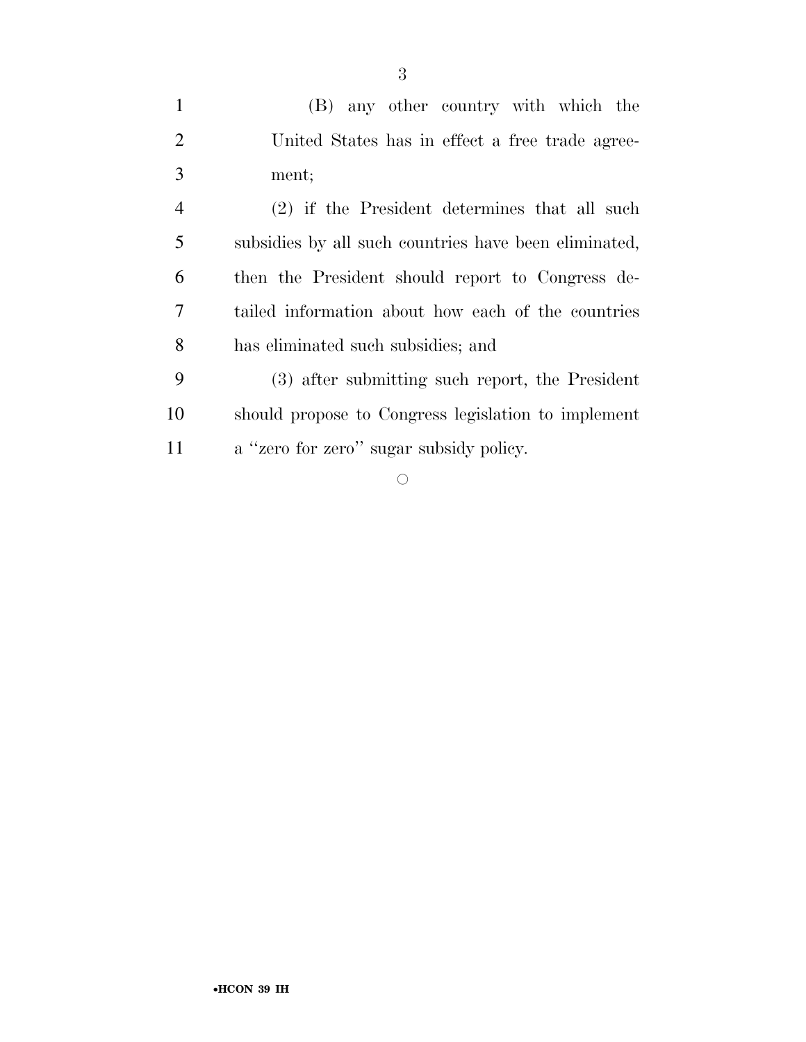(B) any other country with which the United States has in effect a free trade agreement;

(2) if the President determines that all such subsidies by all such countries have been eliminated, then the President should report to Congress detailed information about how each of the countries has eliminated such subsidies; and

(3) after submitting such report, the President should propose to Congress legislation to implement a "zero for zero" sugar subsidy policy.

○